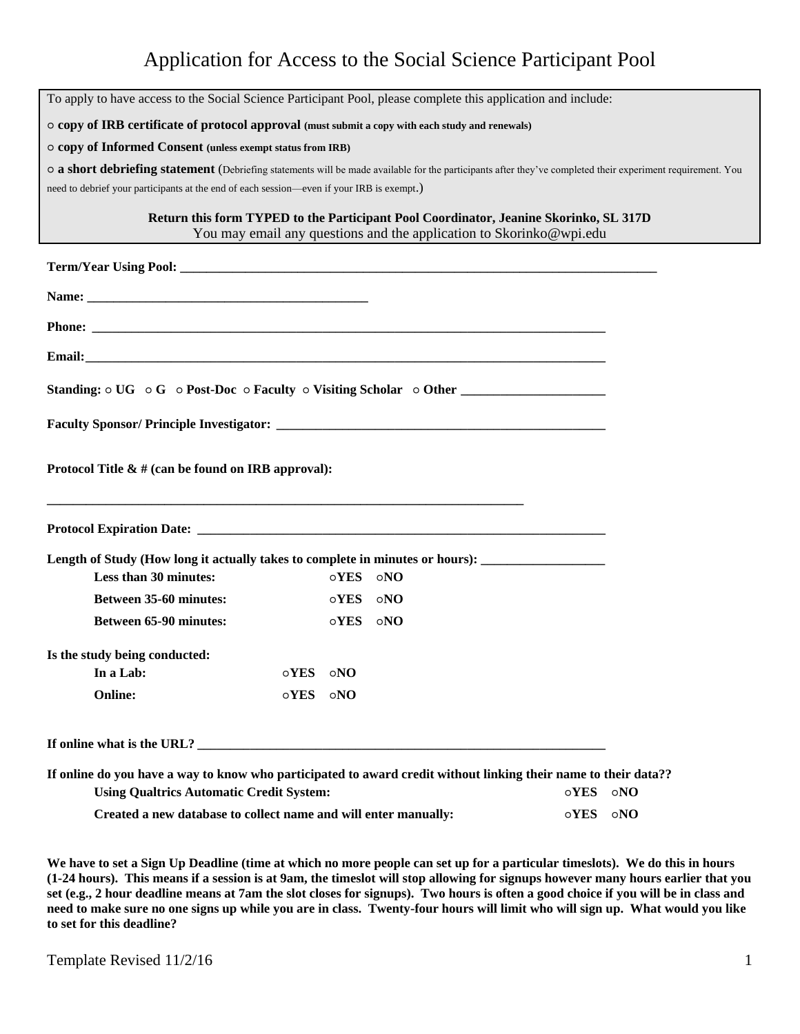# Application for Access to the Social Science Participant Pool

To apply to have access to the Social Science Participant Pool, please complete this application and include:

○ **copy of IRB certificate of protocol approval** **(must submit a copy with each study and renewals)**

○ **copy of Informed Consent** **(unless exempt status from IRB)**

○ **a short debriefing statement** (Debriefing statements will be made available for the participants after they've completed their experiment requirement. You need to debrief your participants at the end of each session—even if your IRB is exempt.)

**Return this form TYPED to the Participant Pool Coordinator, Jeanine Skorinko, SL 317D**
You may email any questions and the application to Skorinko@wpi.edu

**Term/Year Using Pool:** ___________________________________________

**Name:** ___________________________________________

**Phone:** ___________________________________________

**Email:** ___________________________________________

**Standing:** ○ **UG** ○ **G** ○ **Post-Doc** ○ **Faculty** ○ **Visiting Scholar** ○ **Other** ______________________

**Faculty Sponsor/ Principle Investigator:** ___________________________________________

**Protocol Title & # (can be found on IRB approval):**

___________________________________________

**Protocol Expiration Date:** ___________________________________________

**Length of Study (How long it actually takes to complete in minutes or hours):** ___________________

- **Less than 30 minutes:** ○**YES** ○**NO**
- **Between 35-60 minutes:** ○**YES** ○**NO**
- **Between 65-90 minutes:** ○**YES** ○**NO**

**Is the study being conducted:**

- **In a Lab:** ○**YES** ○**NO**
- **Online:** ○**YES** ○**NO**

**If online what is the URL?** ___________________________________________

**If online do you have a way to know who participated to award credit without linking their name to their data??**

- **Using Qualtrics Automatic Credit System:** ○**YES** ○**NO**
- **Created a new database to collect name and will enter manually:** ○**YES** ○**NO**

**We have to set a Sign Up Deadline (time at which no more people can set up for a particular timeslots). We do this in hours (1-24 hours). This means if a session is at 9am, the timeslot will stop allowing for signups however many hours earlier that you set (e.g., 2 hour deadline means at 7am the slot closes for signups). Two hours is often a good choice if you will be in class and need to make sure no one signs up while you are in class. Twenty-four hours will limit who will sign up. What would you like to set for this deadline?**

Template Revised 11/2/16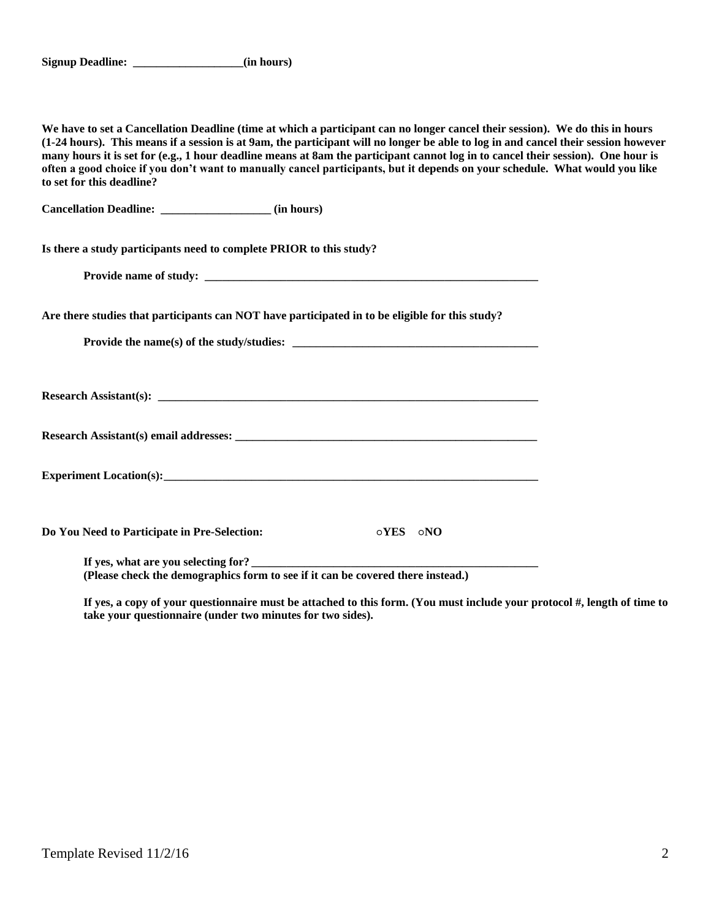**Signup Deadline: ___________________(in hours)**

**We have to set a Cancellation Deadline (time at which a participant can no longer cancel their session). We do this in hours (1-24 hours). This means if a session is at 9am, the participant will no longer be able to log in and cancel their session however many hours it is set for (e.g., 1 hour deadline means at 8am the participant cannot log in to cancel their session). One hour is often a good choice if you don't want to manually cancel participants, but it depends on your schedule. What would you like to set for this deadline?**

**Cancellation Deadline: ___________________ (in hours)**

**Is there a study participants need to complete PRIOR to this study?**

**Provide name of study: ____________________________________________________________**

**Are there studies that participants can NOT have participated in to be eligible for this study?**

**Provide the name(s) of the study/studies: ____________________________________________**

**Research Assistant(s): _____________________________________________________________________**

**Research Assistant(s) email addresses: _______________________________________________________**

**Experiment Location(s):____________________________________________________________________**

**Do You Need to Participate in Pre-Selection: ○YES ○NO**

**If yes, what are you selecting for? ____________________________________________________**
**(Please check the demographics form to see if it can be covered there instead.)**

**If yes, a copy of your questionnaire must be attached to this form. (You must include your protocol #, length of time to take your questionnaire (under two minutes for two sides).**

Template Revised 11/2/16